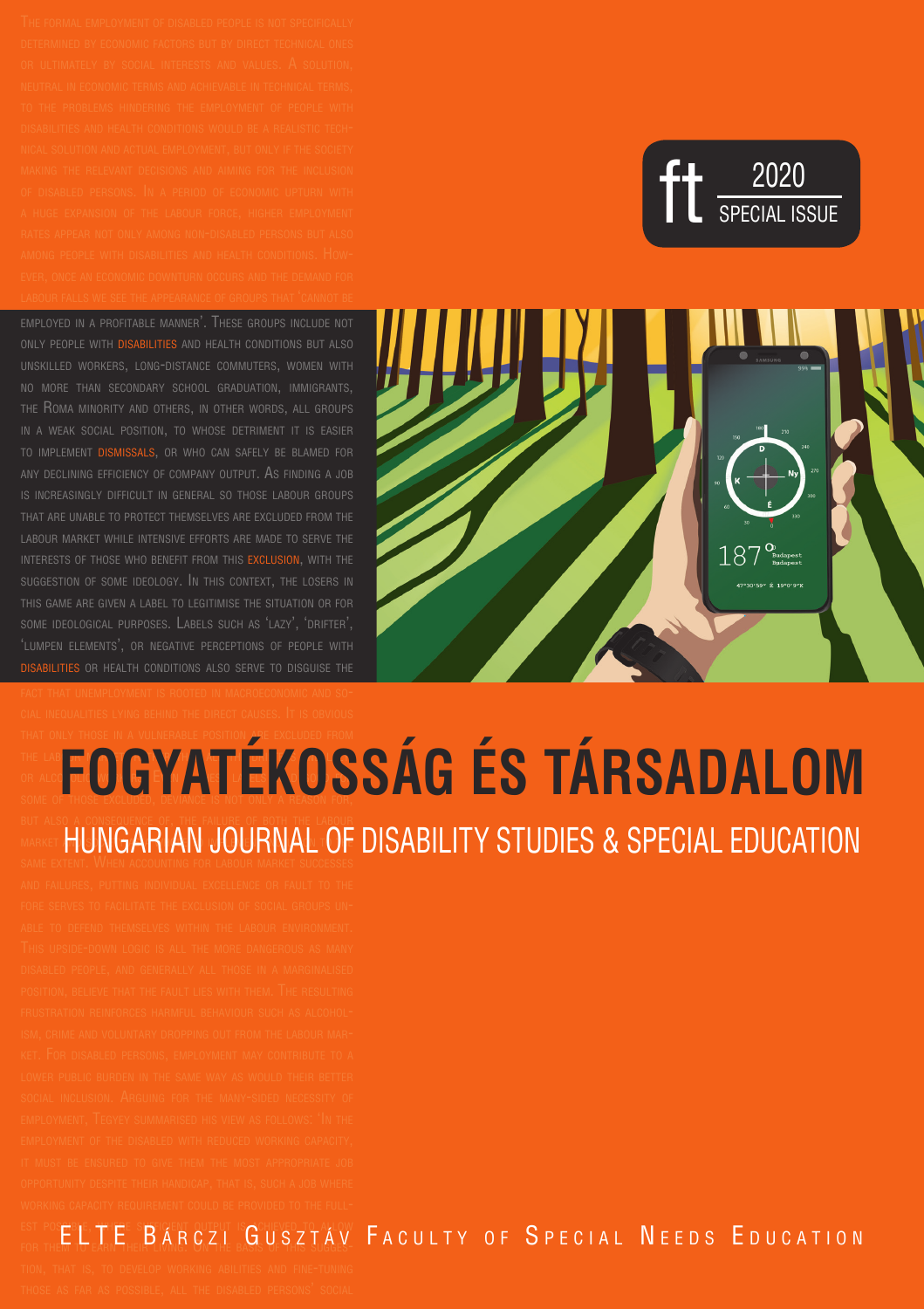ft 2020 SPECIAL ISSUE

# FOGYATÉKOSSÁG ÉS TÁRSADALOM

## HUNGARIAN JOURNAL OF DISABILITY STUDIES & SPECIAL EDUCATION

ELTE BÁRCZI GUSZTÁV FACULTY OF SPECIAL NEEDS EDUCATION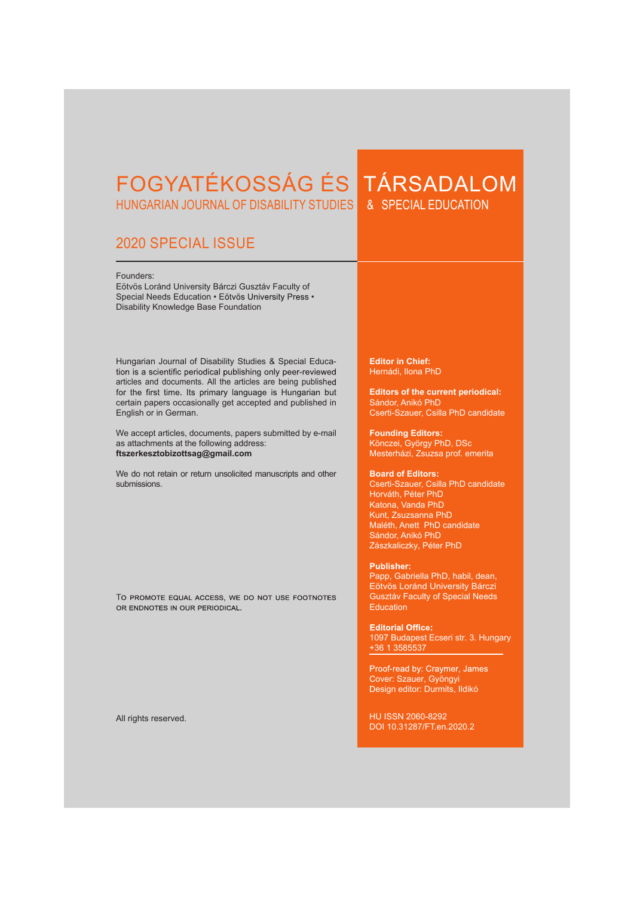# FOGYATÉKOSSÁG ÉS TÁRSADALOM

## HUNGARIAN JOURNAL OF DISABILITY STUDIES & SPECIAL EDUCATION

## 2020 SPECIAL ISSUE

Founders:
Eötvös Loránd University Bárczi Gusztáv Faculty of Special Needs Education • Eötvös University Press • Disability Knowledge Base Foundation

Hungarian Journal of Disability Studies & Special Education is a scientific periodical publishing only peer-reviewed articles and documents. All the articles are being published for the first time. Its primary language is Hungarian but certain papers occasionally get accepted and published in English or in German.

We accept articles, documents, papers submitted by e-mail as attachments at the following address:
**ftszerkesztobizottsag@gmail.com**

We do not retain or return unsolicited manuscripts and other submissions.

To promote equal access, we do not use footnotes or endnotes in our periodical.

All rights reserved.

**Editor in Chief:**
Hernádi, Ilona PhD

**Editors of the current periodical:**
Sándor, Anikó PhD
Cserti-Szauer, Csilla PhD candidate

**Founding Editors:**
Könczei, György PhD, DSc
Mesterházi, Zsuzsa prof. emerita

**Board of Editors:**
Cserti-Szauer, Csilla PhD candidate
Horváth, Péter PhD
Katona, Vanda PhD
Kunt, Zsuzsanna PhD
Maléth, Anett PhD candidate
Sándor, Anikó PhD
Zászkaliczky, Péter PhD

**Publisher:**
Papp, Gabriella PhD, habil, dean, Eötvös Loránd University Bárczi Gusztáv Faculty of Special Needs Education

**Editorial Office:**
1097 Budapest Ecseri str. 3. Hungary
+36 1 3585537

Proof-read by: Craymer, James
Cover: Szauer, Gyöngyi
Design editor: Durmits, Ildikó

HU ISSN 2060-8292
DOI 10.31287/FT.en.2020.2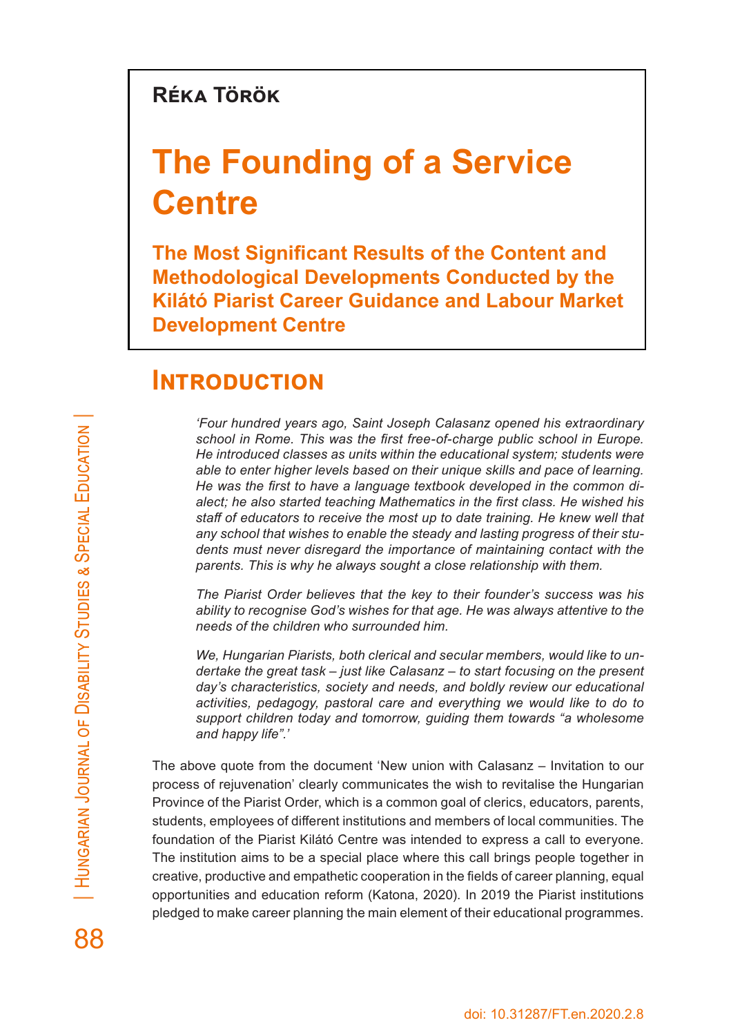**Réka Török**

# The Founding of a Service Centre

## The Most Significant Results of the Content and Methodological Developments Conducted by the Kilátó Piarist Career Guidance and Labour Market Development Centre

## Introduction

> *'Four hundred years ago, Saint Joseph Calasanz opened his extraordinary school in Rome. This was the first free-of-charge public school in Europe. He introduced classes as units within the educational system; students were able to enter higher levels based on their unique skills and pace of learning. He was the first to have a language textbook developed in the common dialect; he also started teaching Mathematics in the first class. He wished his staff of educators to receive the most up to date training. He knew well that any school that wishes to enable the steady and lasting progress of their students must never disregard the importance of maintaining contact with the parents. This is why he always sought a close relationship with them.*
>
> *The Piarist Order believes that the key to their founder's success was his ability to recognise God's wishes for that age. He was always attentive to the needs of the children who surrounded him.*
>
> *We, Hungarian Piarists, both clerical and secular members, would like to undertake the great task – just like Calasanz – to start focusing on the present day's characteristics, society and needs, and boldly review our educational activities, pedagogy, pastoral care and everything we would like to do to support children today and tomorrow, guiding them towards "a wholesome and happy life".'*

The above quote from the document 'New union with Calasanz – Invitation to our process of rejuvenation' clearly communicates the wish to revitalise the Hungarian Province of the Piarist Order, which is a common goal of clerics, educators, parents, students, employees of different institutions and members of local communities. The foundation of the Piarist Kilátó Centre was intended to express a call to everyone. The institution aims to be a special place where this call brings people together in creative, productive and empathetic cooperation in the fields of career planning, equal opportunities and education reform (Katona, 2020). In 2019 the Piarist institutions pledged to make career planning the main element of their educational programmes.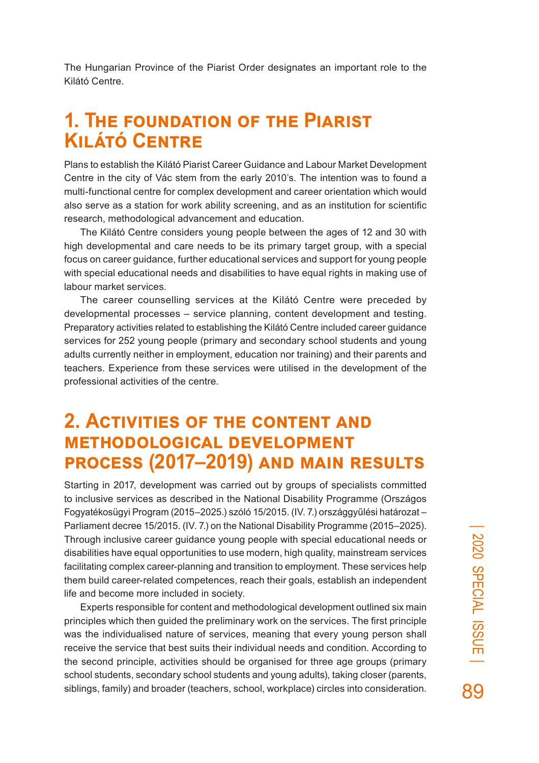The Hungarian Province of the Piarist Order designates an important role to the Kilátó Centre.

## 1. The foundation of the Piarist Kilátó Centre

Plans to establish the Kilátó Piarist Career Guidance and Labour Market Development Centre in the city of Vác stem from the early 2010's. The intention was to found a multi-functional centre for complex development and career orientation which would also serve as a station for work ability screening, and as an institution for scientific research, methodological advancement and education.

The Kilátó Centre considers young people between the ages of 12 and 30 with high developmental and care needs to be its primary target group, with a special focus on career guidance, further educational services and support for young people with special educational needs and disabilities to have equal rights in making use of labour market services.

The career counselling services at the Kilátó Centre were preceded by developmental processes – service planning, content development and testing. Preparatory activities related to establishing the Kilátó Centre included career guidance services for 252 young people (primary and secondary school students and young adults currently neither in employment, education nor training) and their parents and teachers. Experience from these services were utilised in the development of the professional activities of the centre.

## 2. Activities of the content and methodological development process (2017–2019) and main results

Starting in 2017, development was carried out by groups of specialists committed to inclusive services as described in the National Disability Programme (Országos Fogyatékosügyi Program (2015–2025.) szóló 15/2015. (IV. 7.) országgyűlési határozat – Parliament decree 15/2015. (IV. 7.) on the National Disability Programme (2015–2025). Through inclusive career guidance young people with special educational needs or disabilities have equal opportunities to use modern, high quality, mainstream services facilitating complex career-planning and transition to employment. These services help them build career-related competences, reach their goals, establish an independent life and become more included in society.

Experts responsible for content and methodological development outlined six main principles which then guided the preliminary work on the services. The first principle was the individualised nature of services, meaning that every young person shall receive the service that best suits their individual needs and condition. According to the second principle, activities should be organised for three age groups (primary school students, secondary school students and young adults), taking closer (parents, siblings, family) and broader (teachers, school, workplace) circles into consideration.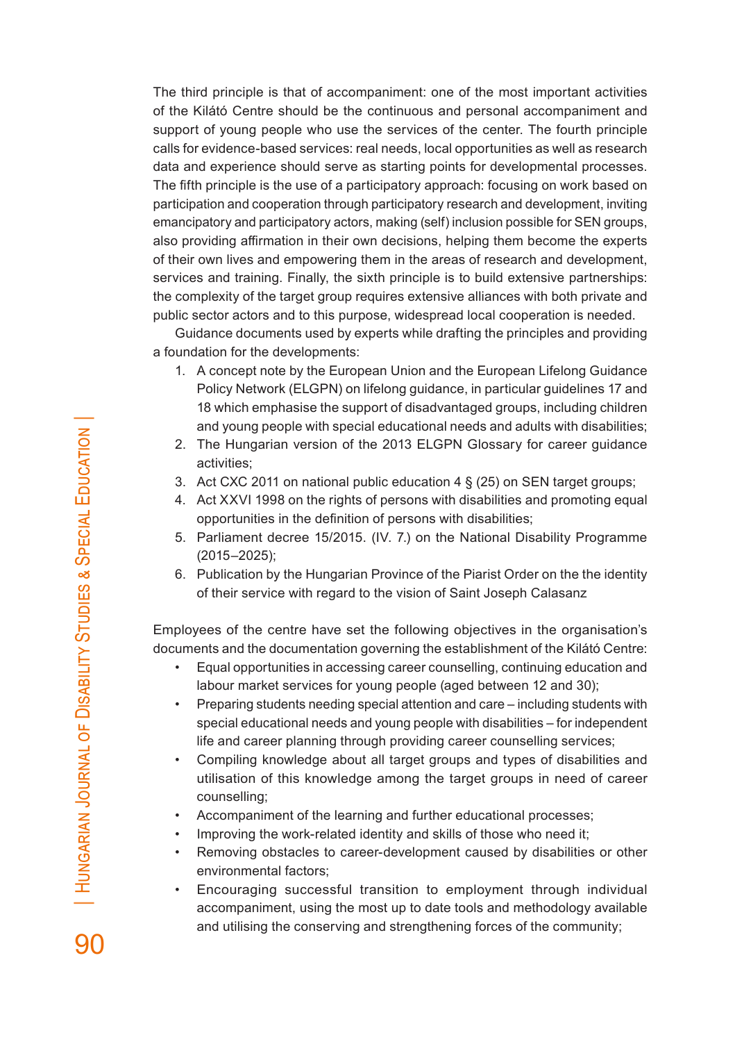The third principle is that of accompaniment: one of the most important activities of the Kilátó Centre should be the continuous and personal accompaniment and support of young people who use the services of the center. The fourth principle calls for evidence-based services: real needs, local opportunities as well as research data and experience should serve as starting points for developmental processes. The fifth principle is the use of a participatory approach: focusing on work based on participation and cooperation through participatory research and development, inviting emancipatory and participatory actors, making (self) inclusion possible for SEN groups, also providing affirmation in their own decisions, helping them become the experts of their own lives and empowering them in the areas of research and development, services and training. Finally, the sixth principle is to build extensive partnerships: the complexity of the target group requires extensive alliances with both private and public sector actors and to this purpose, widespread local cooperation is needed.

Guidance documents used by experts while drafting the principles and providing a foundation for the developments:

1. A concept note by the European Union and the European Lifelong Guidance Policy Network (ELGPN) on lifelong guidance, in particular guidelines 17 and 18 which emphasise the support of disadvantaged groups, including children and young people with special educational needs and adults with disabilities;
2. The Hungarian version of the 2013 ELGPN Glossary for career guidance activities;
3. Act CXC 2011 on national public education 4 § (25) on SEN target groups;
4. Act XXVI 1998 on the rights of persons with disabilities and promoting equal opportunities in the definition of persons with disabilities;
5. Parliament decree 15/2015. (IV. 7.) on the National Disability Programme (2015–2025);
6. Publication by the Hungarian Province of the Piarist Order on the the identity of their service with regard to the vision of Saint Joseph Calasanz

Employees of the centre have set the following objectives in the organisation's documents and the documentation governing the establishment of the Kilátó Centre:

- Equal opportunities in accessing career counselling, continuing education and labour market services for young people (aged between 12 and 30);
- Preparing students needing special attention and care – including students with special educational needs and young people with disabilities – for independent life and career planning through providing career counselling services;
- Compiling knowledge about all target groups and types of disabilities and utilisation of this knowledge among the target groups in need of career counselling;
- Accompaniment of the learning and further educational processes;
- Improving the work-related identity and skills of those who need it;
- Removing obstacles to career-development caused by disabilities or other environmental factors;
- Encouraging successful transition to employment through individual accompaniment, using the most up to date tools and methodology available and utilising the conserving and strengthening forces of the community;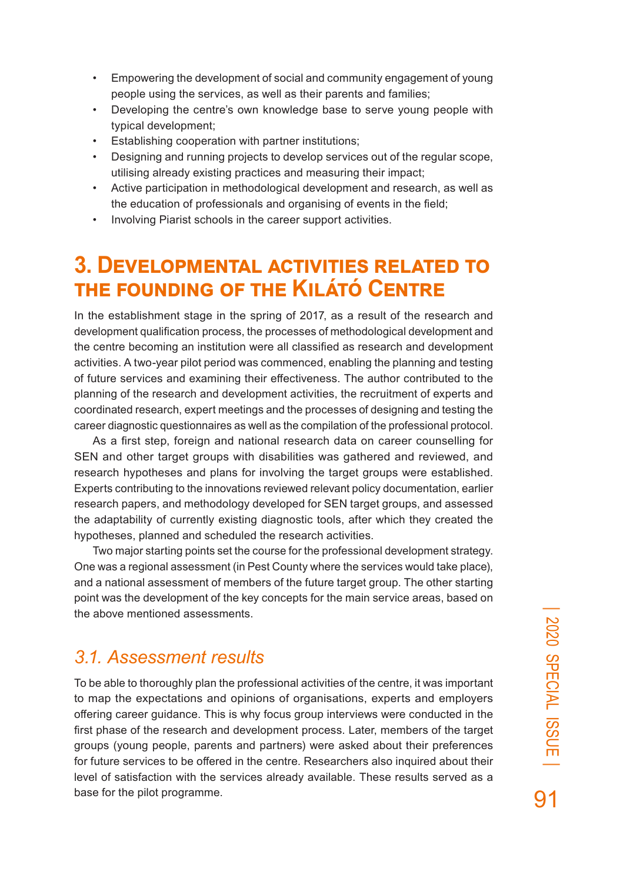- Empowering the development of social and community engagement of young people using the services, as well as their parents and families;
- Developing the centre's own knowledge base to serve young people with typical development;
- Establishing cooperation with partner institutions;
- Designing and running projects to develop services out of the regular scope, utilising already existing practices and measuring their impact;
- Active participation in methodological development and research, as well as the education of professionals and organising of events in the field;
- Involving Piarist schools in the career support activities.

## 3. Developmental activities related to the founding of the Kilátó Centre

In the establishment stage in the spring of 2017, as a result of the research and development qualification process, the processes of methodological development and the centre becoming an institution were all classified as research and development activities. A two-year pilot period was commenced, enabling the planning and testing of future services and examining their effectiveness. The author contributed to the planning of the research and development activities, the recruitment of experts and coordinated research, expert meetings and the processes of designing and testing the career diagnostic questionnaires as well as the compilation of the professional protocol.

As a first step, foreign and national research data on career counselling for SEN and other target groups with disabilities was gathered and reviewed, and research hypotheses and plans for involving the target groups were established. Experts contributing to the innovations reviewed relevant policy documentation, earlier research papers, and methodology developed for SEN target groups, and assessed the adaptability of currently existing diagnostic tools, after which they created the hypotheses, planned and scheduled the research activities.

Two major starting points set the course for the professional development strategy. One was a regional assessment (in Pest County where the services would take place), and a national assessment of members of the future target group. The other starting point was the development of the key concepts for the main service areas, based on the above mentioned assessments.

### *3.1. Assessment results*

To be able to thoroughly plan the professional activities of the centre, it was important to map the expectations and opinions of organisations, experts and employers offering career guidance. This is why focus group interviews were conducted in the first phase of the research and development process. Later, members of the target groups (young people, parents and partners) were asked about their preferences for future services to be offered in the centre. Researchers also inquired about their level of satisfaction with the services already available. These results served as a base for the pilot programme.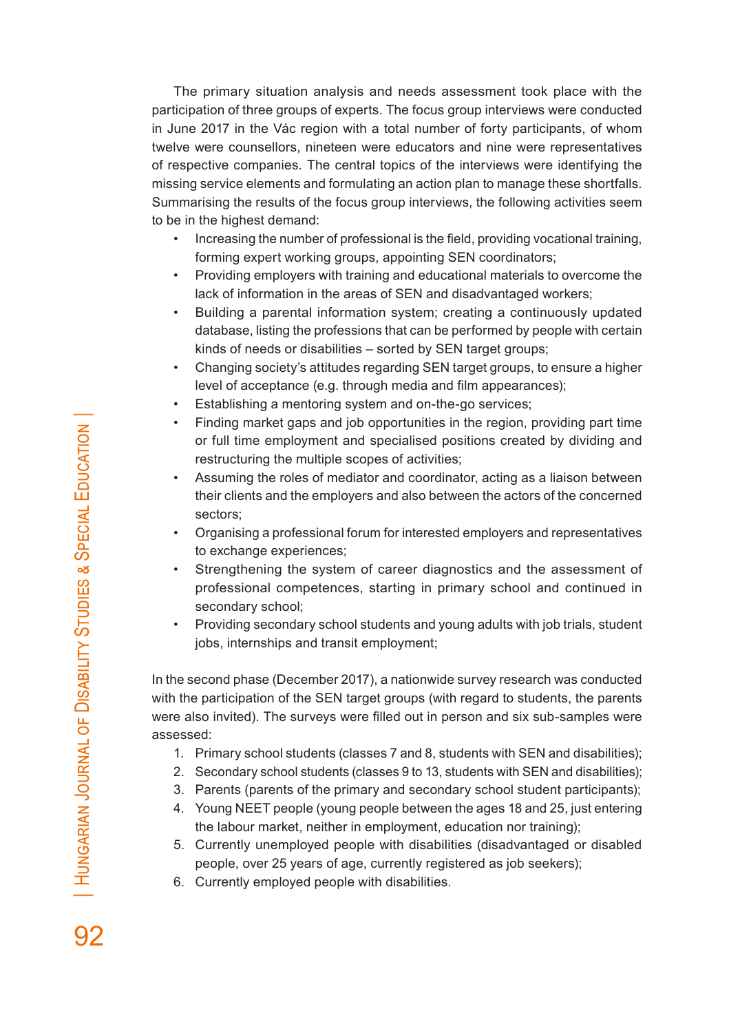The primary situation analysis and needs assessment took place with the participation of three groups of experts. The focus group interviews were conducted in June 2017 in the Vác region with a total number of forty participants, of whom twelve were counsellors, nineteen were educators and nine were representatives of respective companies. The central topics of the interviews were identifying the missing service elements and formulating an action plan to manage these shortfalls. Summarising the results of the focus group interviews, the following activities seem to be in the highest demand:

- Increasing the number of professional is the field, providing vocational training, forming expert working groups, appointing SEN coordinators;
- Providing employers with training and educational materials to overcome the lack of information in the areas of SEN and disadvantaged workers;
- Building a parental information system; creating a continuously updated database, listing the professions that can be performed by people with certain kinds of needs or disabilities – sorted by SEN target groups;
- Changing society's attitudes regarding SEN target groups, to ensure a higher level of acceptance (e.g. through media and film appearances);
- Establishing a mentoring system and on-the-go services;
- Finding market gaps and job opportunities in the region, providing part time or full time employment and specialised positions created by dividing and restructuring the multiple scopes of activities;
- Assuming the roles of mediator and coordinator, acting as a liaison between their clients and the employers and also between the actors of the concerned sectors;
- Organising a professional forum for interested employers and representatives to exchange experiences;
- Strengthening the system of career diagnostics and the assessment of professional competences, starting in primary school and continued in secondary school;
- Providing secondary school students and young adults with job trials, student jobs, internships and transit employment;

In the second phase (December 2017), a nationwide survey research was conducted with the participation of the SEN target groups (with regard to students, the parents were also invited). The surveys were filled out in person and six sub-samples were assessed:

1. Primary school students (classes 7 and 8, students with SEN and disabilities);
2. Secondary school students (classes 9 to 13, students with SEN and disabilities);
3. Parents (parents of the primary and secondary school student participants);
4. Young NEET people (young people between the ages 18 and 25, just entering the labour market, neither in employment, education nor training);
5. Currently unemployed people with disabilities (disadvantaged or disabled people, over 25 years of age, currently registered as job seekers);
6. Currently employed people with disabilities.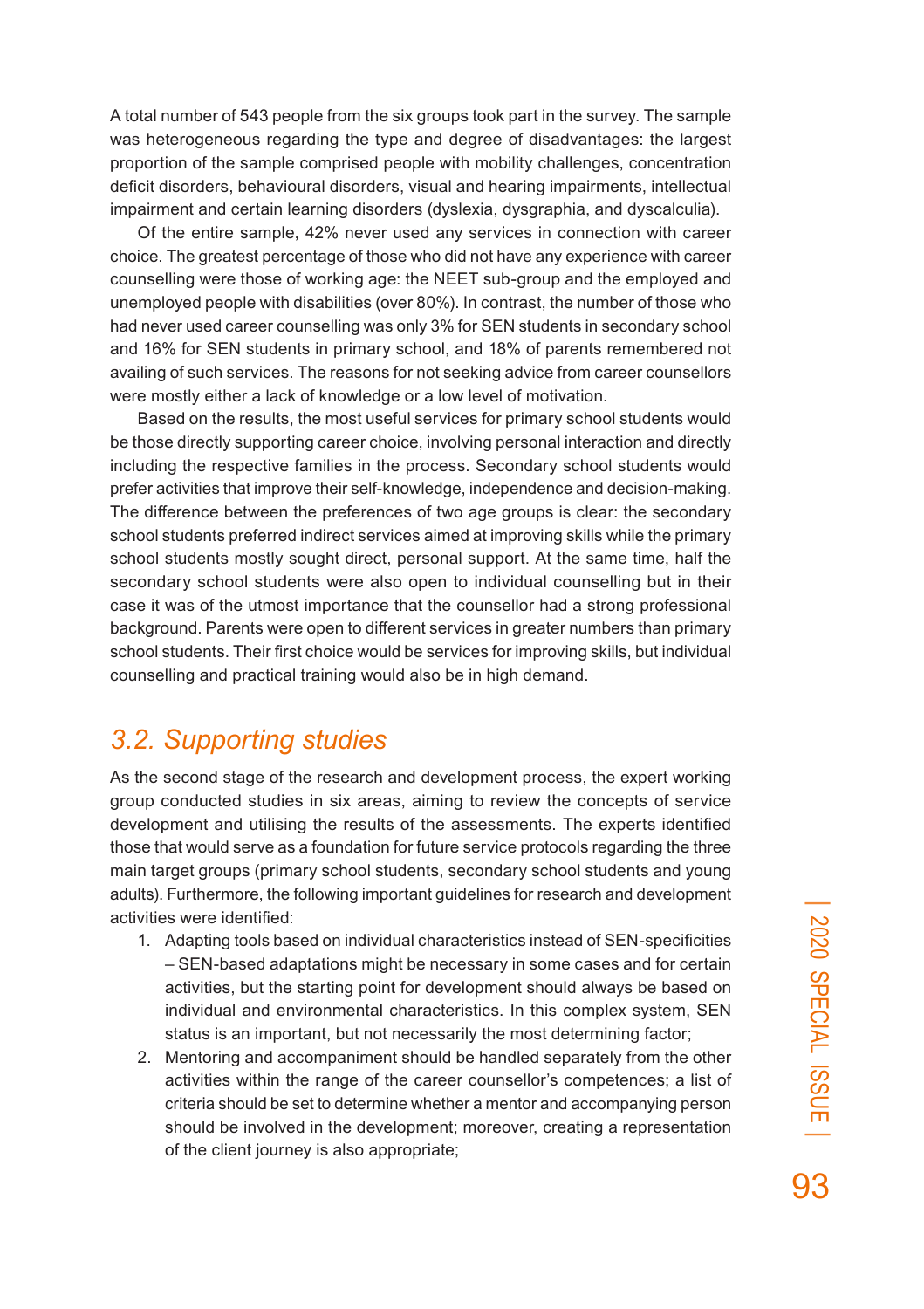A total number of 543 people from the six groups took part in the survey. The sample was heterogeneous regarding the type and degree of disadvantages: the largest proportion of the sample comprised people with mobility challenges, concentration deficit disorders, behavioural disorders, visual and hearing impairments, intellectual impairment and certain learning disorders (dyslexia, dysgraphia, and dyscalculia).

Of the entire sample, 42% never used any services in connection with career choice. The greatest percentage of those who did not have any experience with career counselling were those of working age: the NEET sub-group and the employed and unemployed people with disabilities (over 80%). In contrast, the number of those who had never used career counselling was only 3% for SEN students in secondary school and 16% for SEN students in primary school, and 18% of parents remembered not availing of such services. The reasons for not seeking advice from career counsellors were mostly either a lack of knowledge or a low level of motivation.

Based on the results, the most useful services for primary school students would be those directly supporting career choice, involving personal interaction and directly including the respective families in the process. Secondary school students would prefer activities that improve their self-knowledge, independence and decision-making. The difference between the preferences of two age groups is clear: the secondary school students preferred indirect services aimed at improving skills while the primary school students mostly sought direct, personal support. At the same time, half the secondary school students were also open to individual counselling but in their case it was of the utmost importance that the counsellor had a strong professional background. Parents were open to different services in greater numbers than primary school students. Their first choice would be services for improving skills, but individual counselling and practical training would also be in high demand.

## *3.2. Supporting studies*

As the second stage of the research and development process, the expert working group conducted studies in six areas, aiming to review the concepts of service development and utilising the results of the assessments. The experts identified those that would serve as a foundation for future service protocols regarding the three main target groups (primary school students, secondary school students and young adults). Furthermore, the following important guidelines for research and development activities were identified:

1. Adapting tools based on individual characteristics instead of SEN-specificities – SEN-based adaptations might be necessary in some cases and for certain activities, but the starting point for development should always be based on individual and environmental characteristics. In this complex system, SEN status is an important, but not necessarily the most determining factor;
2. Mentoring and accompaniment should be handled separately from the other activities within the range of the career counsellor's competences; a list of criteria should be set to determine whether a mentor and accompanying person should be involved in the development; moreover, creating a representation of the client journey is also appropriate;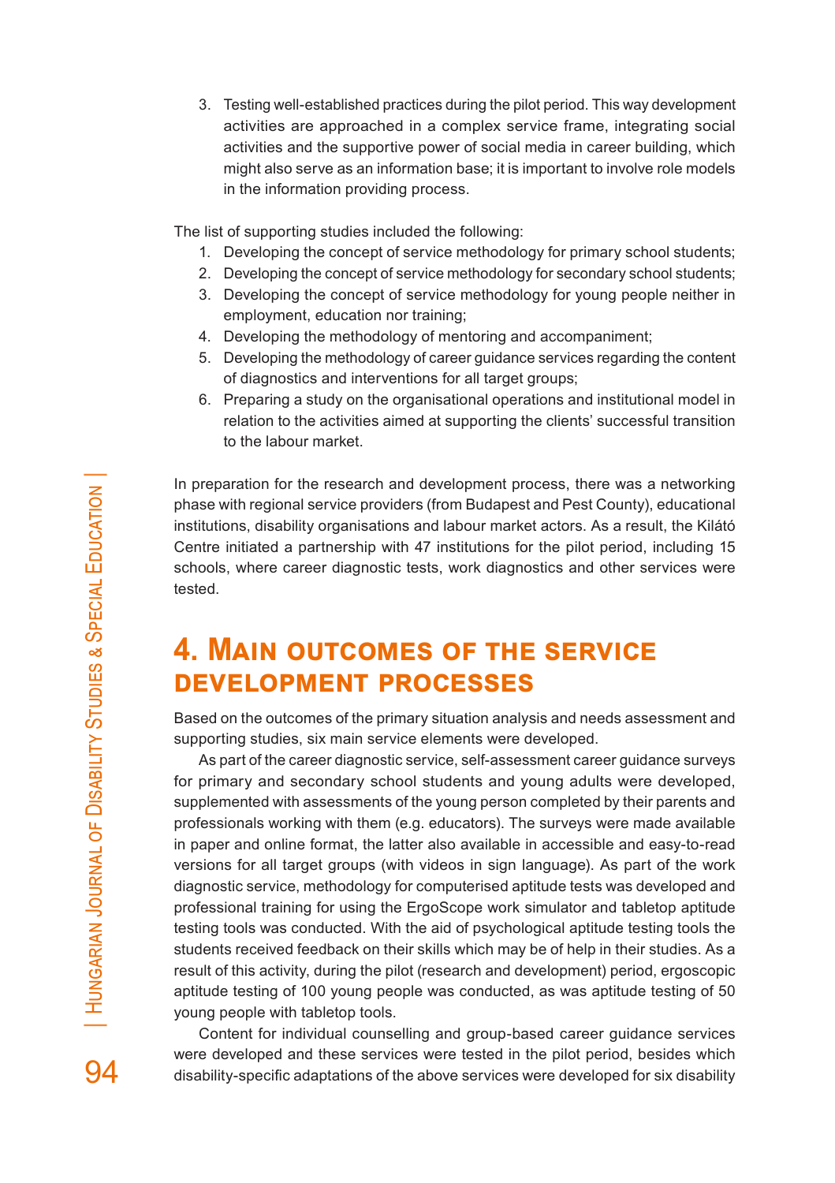3. Testing well-established practices during the pilot period. This way development activities are approached in a complex service frame, integrating social activities and the supportive power of social media in career building, which might also serve as an information base; it is important to involve role models in the information providing process.

The list of supporting studies included the following:

1. Developing the concept of service methodology for primary school students;
2. Developing the concept of service methodology for secondary school students;
3. Developing the concept of service methodology for young people neither in employment, education nor training;
4. Developing the methodology of mentoring and accompaniment;
5. Developing the methodology of career guidance services regarding the content of diagnostics and interventions for all target groups;
6. Preparing a study on the organisational operations and institutional model in relation to the activities aimed at supporting the clients' successful transition to the labour market.

In preparation for the research and development process, there was a networking phase with regional service providers (from Budapest and Pest County), educational institutions, disability organisations and labour market actors. As a result, the Kilátó Centre initiated a partnership with 47 institutions for the pilot period, including 15 schools, where career diagnostic tests, work diagnostics and other services were tested.

## 4. Main outcomes of the service development processes

Based on the outcomes of the primary situation analysis and needs assessment and supporting studies, six main service elements were developed.

As part of the career diagnostic service, self-assessment career guidance surveys for primary and secondary school students and young adults were developed, supplemented with assessments of the young person completed by their parents and professionals working with them (e.g. educators). The surveys were made available in paper and online format, the latter also available in accessible and easy-to-read versions for all target groups (with videos in sign language). As part of the work diagnostic service, methodology for computerised aptitude tests was developed and professional training for using the ErgoScope work simulator and tabletop aptitude testing tools was conducted. With the aid of psychological aptitude testing tools the students received feedback on their skills which may be of help in their studies. As a result of this activity, during the pilot (research and development) period, ergoscopic aptitude testing of 100 young people was conducted, as was aptitude testing of 50 young people with tabletop tools.

Content for individual counselling and group-based career guidance services were developed and these services were tested in the pilot period, besides which disability-specific adaptations of the above services were developed for six disability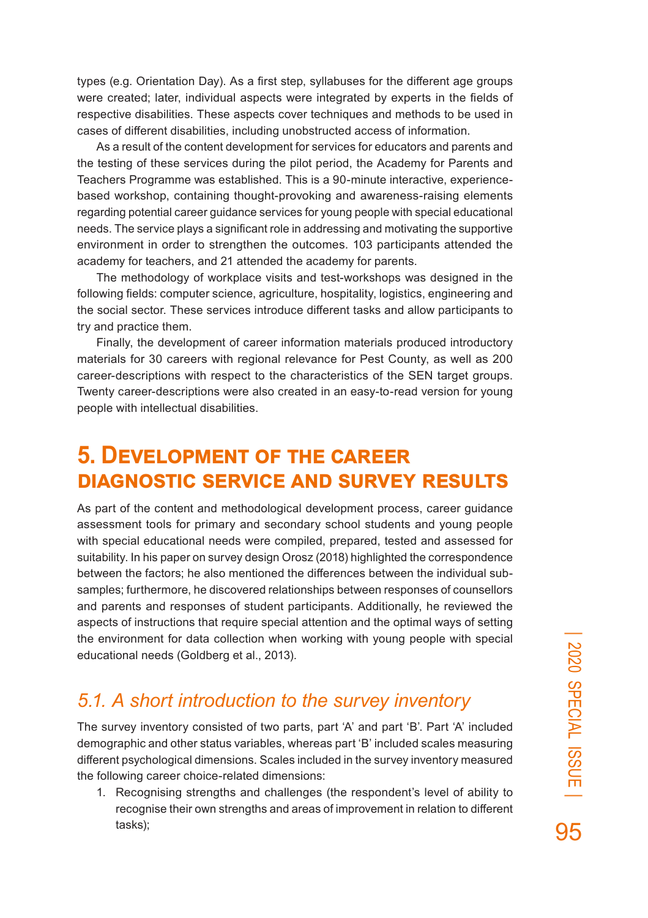types (e.g. Orientation Day). As a first step, syllabuses for the different age groups were created; later, individual aspects were integrated by experts in the fields of respective disabilities. These aspects cover techniques and methods to be used in cases of different disabilities, including unobstructed access of information.

As a result of the content development for services for educators and parents and the testing of these services during the pilot period, the Academy for Parents and Teachers Programme was established. This is a 90-minute interactive, experience-based workshop, containing thought-provoking and awareness-raising elements regarding potential career guidance services for young people with special educational needs. The service plays a significant role in addressing and motivating the supportive environment in order to strengthen the outcomes. 103 participants attended the academy for teachers, and 21 attended the academy for parents.

The methodology of workplace visits and test-workshops was designed in the following fields: computer science, agriculture, hospitality, logistics, engineering and the social sector. These services introduce different tasks and allow participants to try and practice them.

Finally, the development of career information materials produced introductory materials for 30 careers with regional relevance for Pest County, as well as 200 career-descriptions with respect to the characteristics of the SEN target groups. Twenty career-descriptions were also created in an easy-to-read version for young people with intellectual disabilities.

## 5. Development of the career diagnostic service and survey results

As part of the content and methodological development process, career guidance assessment tools for primary and secondary school students and young people with special educational needs were compiled, prepared, tested and assessed for suitability. In his paper on survey design Orosz (2018) highlighted the correspondence between the factors; he also mentioned the differences between the individual sub-samples; furthermore, he discovered relationships between responses of counsellors and parents and responses of student participants. Additionally, he reviewed the aspects of instructions that require special attention and the optimal ways of setting the environment for data collection when working with young people with special educational needs (Goldberg et al., 2013).

### *5.1. A short introduction to the survey inventory*

The survey inventory consisted of two parts, part 'A' and part 'B'. Part 'A' included demographic and other status variables, whereas part 'B' included scales measuring different psychological dimensions. Scales included in the survey inventory measured the following career choice-related dimensions:

1. Recognising strengths and challenges (the respondent's level of ability to recognise their own strengths and areas of improvement in relation to different tasks);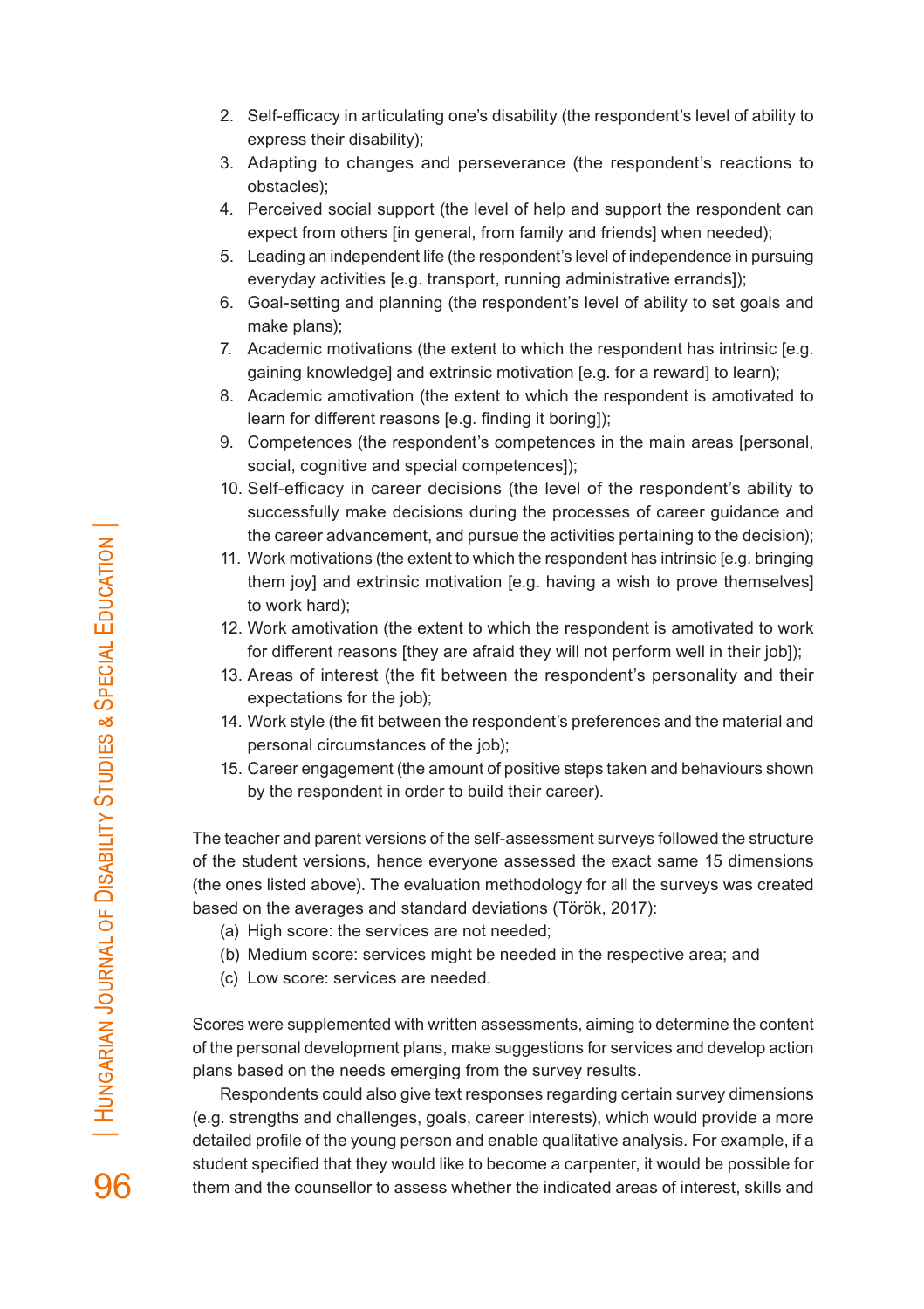2. Self-efficacy in articulating one's disability (the respondent's level of ability to express their disability);
3. Adapting to changes and perseverance (the respondent's reactions to obstacles);
4. Perceived social support (the level of help and support the respondent can expect from others [in general, from family and friends] when needed);
5. Leading an independent life (the respondent's level of independence in pursuing everyday activities [e.g. transport, running administrative errands]);
6. Goal-setting and planning (the respondent's level of ability to set goals and make plans);
7. Academic motivations (the extent to which the respondent has intrinsic [e.g. gaining knowledge] and extrinsic motivation [e.g. for a reward] to learn);
8. Academic amotivation (the extent to which the respondent is amotivated to learn for different reasons [e.g. finding it boring]);
9. Competences (the respondent's competences in the main areas [personal, social, cognitive and special competences]);
10. Self-efficacy in career decisions (the level of the respondent's ability to successfully make decisions during the processes of career guidance and the career advancement, and pursue the activities pertaining to the decision);
11. Work motivations (the extent to which the respondent has intrinsic [e.g. bringing them joy] and extrinsic motivation [e.g. having a wish to prove themselves] to work hard);
12. Work amotivation (the extent to which the respondent is amotivated to work for different reasons [they are afraid they will not perform well in their job]);
13. Areas of interest (the fit between the respondent's personality and their expectations for the job);
14. Work style (the fit between the respondent's preferences and the material and personal circumstances of the job);
15. Career engagement (the amount of positive steps taken and behaviours shown by the respondent in order to build their career).

The teacher and parent versions of the self-assessment surveys followed the structure of the student versions, hence everyone assessed the exact same 15 dimensions (the ones listed above). The evaluation methodology for all the surveys was created based on the averages and standard deviations (Török, 2017):

(a) High score: the services are not needed;
(b) Medium score: services might be needed in the respective area; and
(c) Low score: services are needed.

Scores were supplemented with written assessments, aiming to determine the content of the personal development plans, make suggestions for services and develop action plans based on the needs emerging from the survey results.

Respondents could also give text responses regarding certain survey dimensions (e.g. strengths and challenges, goals, career interests), which would provide a more detailed profile of the young person and enable qualitative analysis. For example, if a student specified that they would like to become a carpenter, it would be possible for them and the counsellor to assess whether the indicated areas of interest, skills and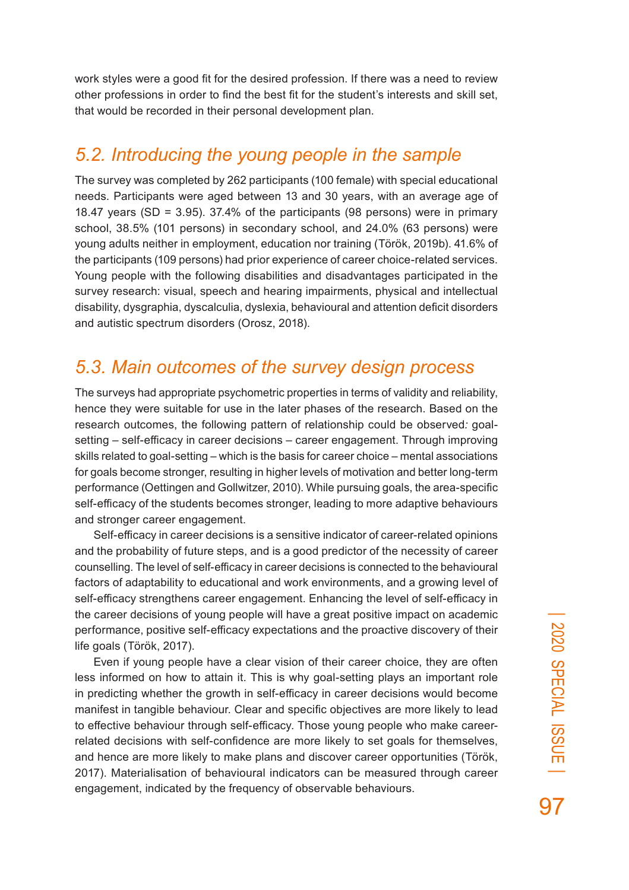work styles were a good fit for the desired profession. If there was a need to review other professions in order to find the best fit for the student's interests and skill set, that would be recorded in their personal development plan.

## *5.2. Introducing the young people in the sample*

The survey was completed by 262 participants (100 female) with special educational needs. Participants were aged between 13 and 30 years, with an average age of 18.47 years (SD = 3.95). 37.4% of the participants (98 persons) were in primary school, 38.5% (101 persons) in secondary school, and 24.0% (63 persons) were young adults neither in employment, education nor training (Török, 2019b). 41.6% of the participants (109 persons) had prior experience of career choice-related services. Young people with the following disabilities and disadvantages participated in the survey research: visual, speech and hearing impairments, physical and intellectual disability, dysgraphia, dyscalculia, dyslexia, behavioural and attention deficit disorders and autistic spectrum disorders (Orosz, 2018).

## *5.3. Main outcomes of the survey design process*

The surveys had appropriate psychometric properties in terms of validity and reliability, hence they were suitable for use in the later phases of the research. Based on the research outcomes, the following pattern of relationship could be observed*:* goal-setting – self-efficacy in career decisions – career engagement. Through improving skills related to goal-setting – which is the basis for career choice – mental associations for goals become stronger, resulting in higher levels of motivation and better long-term performance (Oettingen and Gollwitzer, 2010). While pursuing goals, the area-specific self-efficacy of the students becomes stronger, leading to more adaptive behaviours and stronger career engagement.

Self-efficacy in career decisions is a sensitive indicator of career-related opinions and the probability of future steps, and is a good predictor of the necessity of career counselling. The level of self-efficacy in career decisions is connected to the behavioural factors of adaptability to educational and work environments, and a growing level of self-efficacy strengthens career engagement. Enhancing the level of self-efficacy in the career decisions of young people will have a great positive impact on academic performance, positive self-efficacy expectations and the proactive discovery of their life goals (Török, 2017).

Even if young people have a clear vision of their career choice, they are often less informed on how to attain it. This is why goal-setting plays an important role in predicting whether the growth in self-efficacy in career decisions would become manifest in tangible behaviour. Clear and specific objectives are more likely to lead to effective behaviour through self-efficacy. Those young people who make career-related decisions with self-confidence are more likely to set goals for themselves, and hence are more likely to make plans and discover career opportunities (Török, 2017). Materialisation of behavioural indicators can be measured through career engagement, indicated by the frequency of observable behaviours.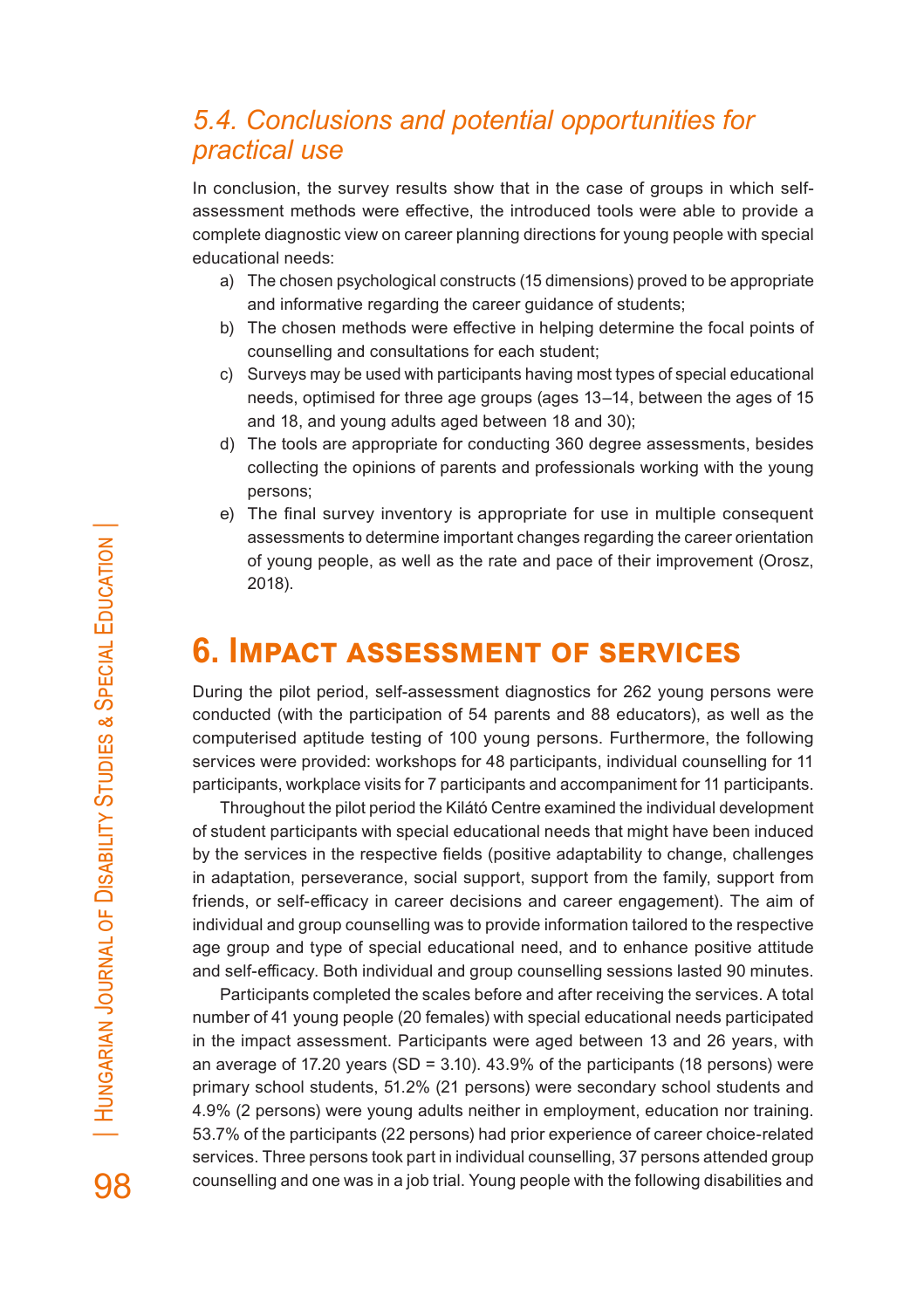## 5.4. Conclusions and potential opportunities for practical use

In conclusion, the survey results show that in the case of groups in which self-assessment methods were effective, the introduced tools were able to provide a complete diagnostic view on career planning directions for young people with special educational needs:

a) The chosen psychological constructs (15 dimensions) proved to be appropriate and informative regarding the career guidance of students;
b) The chosen methods were effective in helping determine the focal points of counselling and consultations for each student;
c) Surveys may be used with participants having most types of special educational needs, optimised for three age groups (ages 13–14, between the ages of 15 and 18, and young adults aged between 18 and 30);
d) The tools are appropriate for conducting 360 degree assessments, besides collecting the opinions of parents and professionals working with the young persons;
e) The final survey inventory is appropriate for use in multiple consequent assessments to determine important changes regarding the career orientation of young people, as well as the rate and pace of their improvement (Orosz, 2018).

# 6. Impact assessment of services

During the pilot period, self-assessment diagnostics for 262 young persons were conducted (with the participation of 54 parents and 88 educators), as well as the computerised aptitude testing of 100 young persons. Furthermore, the following services were provided: workshops for 48 participants, individual counselling for 11 participants, workplace visits for 7 participants and accompaniment for 11 participants.

Throughout the pilot period the Kilátó Centre examined the individual development of student participants with special educational needs that might have been induced by the services in the respective fields (positive adaptability to change, challenges in adaptation, perseverance, social support, support from the family, support from friends, or self-efficacy in career decisions and career engagement). The aim of individual and group counselling was to provide information tailored to the respective age group and type of special educational need, and to enhance positive attitude and self-efficacy. Both individual and group counselling sessions lasted 90 minutes.

Participants completed the scales before and after receiving the services. A total number of 41 young people (20 females) with special educational needs participated in the impact assessment. Participants were aged between 13 and 26 years, with an average of 17.20 years (SD = 3.10). 43.9% of the participants (18 persons) were primary school students, 51.2% (21 persons) were secondary school students and 4.9% (2 persons) were young adults neither in employment, education nor training. 53.7% of the participants (22 persons) had prior experience of career choice-related services. Three persons took part in individual counselling, 37 persons attended group counselling and one was in a job trial. Young people with the following disabilities and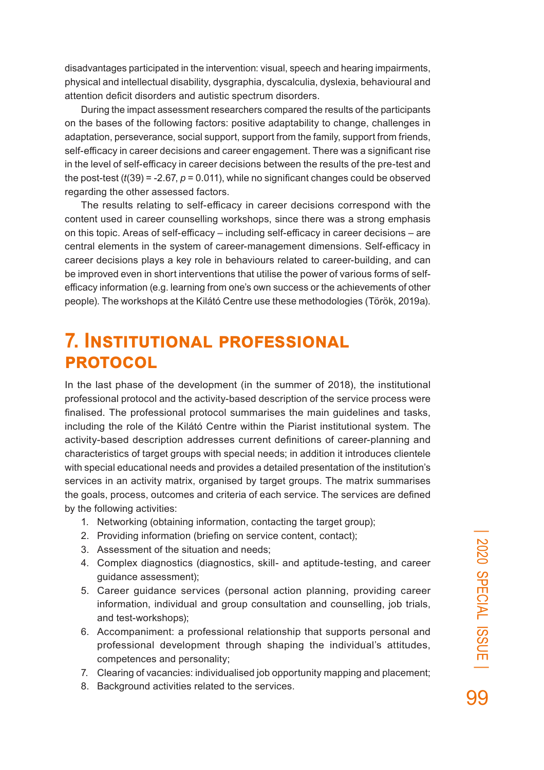disadvantages participated in the intervention: visual, speech and hearing impairments, physical and intellectual disability, dysgraphia, dyscalculia, dyslexia, behavioural and attention deficit disorders and autistic spectrum disorders.

During the impact assessment researchers compared the results of the participants on the bases of the following factors: positive adaptability to change, challenges in adaptation, perseverance, social support, support from the family, support from friends, self-efficacy in career decisions and career engagement. There was a significant rise in the level of self-efficacy in career decisions between the results of the pre-test and the post-test ($t(39) = -2.67$, $p = 0.011$), while no significant changes could be observed regarding the other assessed factors.

The results relating to self-efficacy in career decisions correspond with the content used in career counselling workshops, since there was a strong emphasis on this topic. Areas of self-efficacy – including self-efficacy in career decisions – are central elements in the system of career-management dimensions. Self-efficacy in career decisions plays a key role in behaviours related to career-building, and can be improved even in short interventions that utilise the power of various forms of self-efficacy information (e.g. learning from one's own success or the achievements of other people). The workshops at the Kilátó Centre use these methodologies (Török, 2019a).

## 7. Institutional professional protocol

In the last phase of the development (in the summer of 2018), the institutional professional protocol and the activity-based description of the service process were finalised. The professional protocol summarises the main guidelines and tasks, including the role of the Kilátó Centre within the Piarist institutional system. The activity-based description addresses current definitions of career-planning and characteristics of target groups with special needs; in addition it introduces clientele with special educational needs and provides a detailed presentation of the institution's services in an activity matrix, organised by target groups. The matrix summarises the goals, process, outcomes and criteria of each service. The services are defined by the following activities:

1. Networking (obtaining information, contacting the target group);
2. Providing information (briefing on service content, contact);
3. Assessment of the situation and needs;
4. Complex diagnostics (diagnostics, skill- and aptitude-testing, and career guidance assessment);
5. Career guidance services (personal action planning, providing career information, individual and group consultation and counselling, job trials, and test-workshops);
6. Accompaniment: a professional relationship that supports personal and professional development through shaping the individual's attitudes, competences and personality;
7. Clearing of vacancies: individualised job opportunity mapping and placement;
8. Background activities related to the services.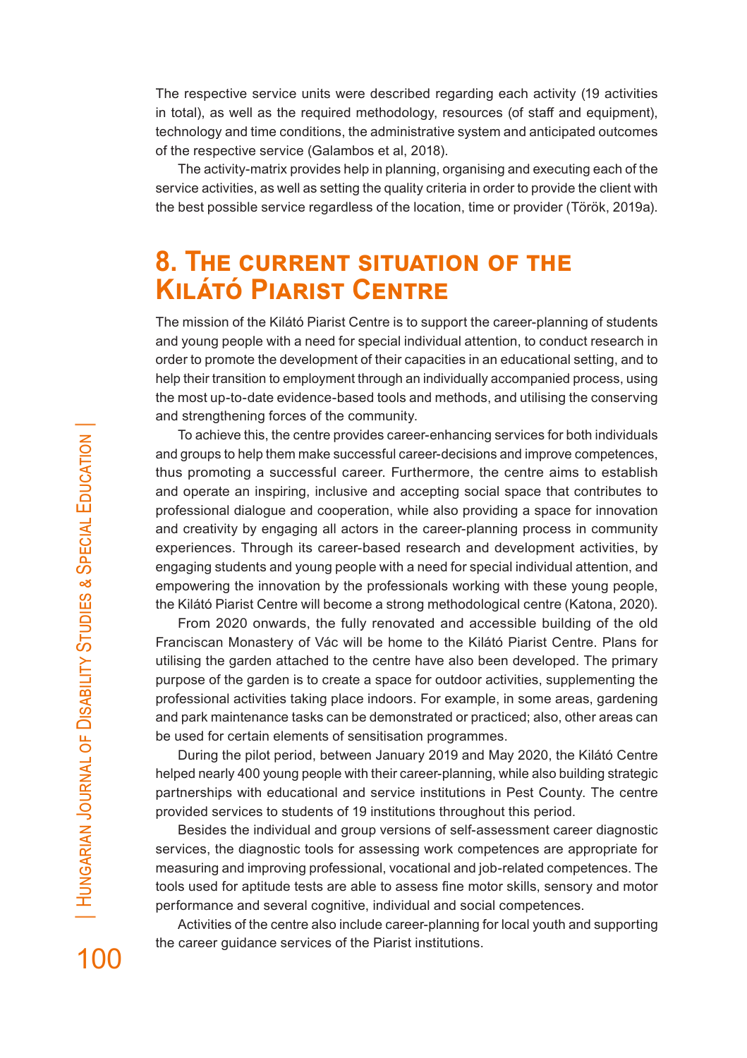The respective service units were described regarding each activity (19 activities in total), as well as the required methodology, resources (of staff and equipment), technology and time conditions, the administrative system and anticipated outcomes of the respective service (Galambos et al, 2018).

The activity-matrix provides help in planning, organising and executing each of the service activities, as well as setting the quality criteria in order to provide the client with the best possible service regardless of the location, time or provider (Török, 2019a).

## 8. The current situation of the Kilátó Piarist Centre

The mission of the Kilátó Piarist Centre is to support the career-planning of students and young people with a need for special individual attention, to conduct research in order to promote the development of their capacities in an educational setting, and to help their transition to employment through an individually accompanied process, using the most up-to-date evidence-based tools and methods, and utilising the conserving and strengthening forces of the community.

To achieve this, the centre provides career-enhancing services for both individuals and groups to help them make successful career-decisions and improve competences, thus promoting a successful career. Furthermore, the centre aims to establish and operate an inspiring, inclusive and accepting social space that contributes to professional dialogue and cooperation, while also providing a space for innovation and creativity by engaging all actors in the career-planning process in community experiences. Through its career-based research and development activities, by engaging students and young people with a need for special individual attention, and empowering the innovation by the professionals working with these young people, the Kilátó Piarist Centre will become a strong methodological centre (Katona, 2020).

From 2020 onwards, the fully renovated and accessible building of the old Franciscan Monastery of Vác will be home to the Kilátó Piarist Centre. Plans for utilising the garden attached to the centre have also been developed. The primary purpose of the garden is to create a space for outdoor activities, supplementing the professional activities taking place indoors. For example, in some areas, gardening and park maintenance tasks can be demonstrated or practiced; also, other areas can be used for certain elements of sensitisation programmes.

During the pilot period, between January 2019 and May 2020, the Kilátó Centre helped nearly 400 young people with their career-planning, while also building strategic partnerships with educational and service institutions in Pest County. The centre provided services to students of 19 institutions throughout this period.

Besides the individual and group versions of self-assessment career diagnostic services, the diagnostic tools for assessing work competences are appropriate for measuring and improving professional, vocational and job-related competences. The tools used for aptitude tests are able to assess fine motor skills, sensory and motor performance and several cognitive, individual and social competences.

Activities of the centre also include career-planning for local youth and supporting the career guidance services of the Piarist institutions.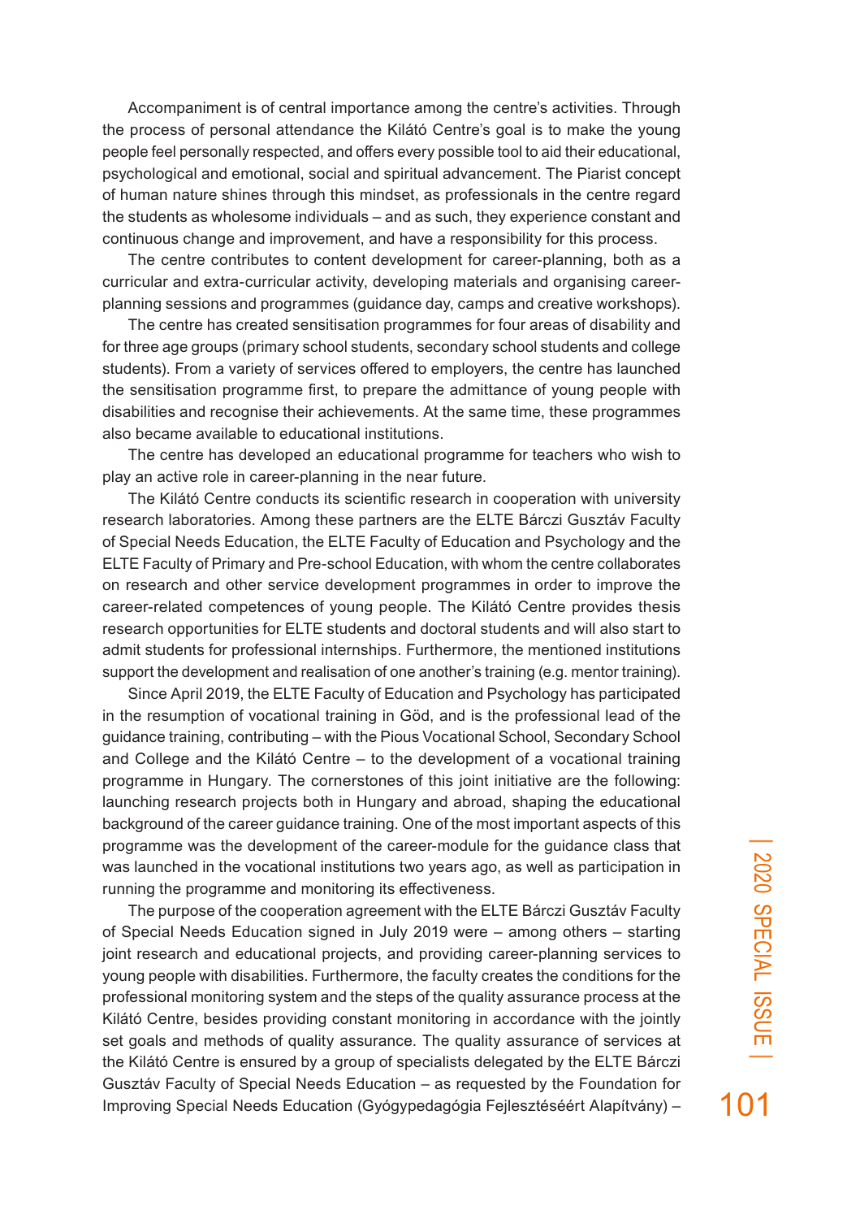Accompaniment is of central importance among the centre's activities. Through the process of personal attendance the Kilátó Centre's goal is to make the young people feel personally respected, and offers every possible tool to aid their educational, psychological and emotional, social and spiritual advancement. The Piarist concept of human nature shines through this mindset, as professionals in the centre regard the students as wholesome individuals – and as such, they experience constant and continuous change and improvement, and have a responsibility for this process.

The centre contributes to content development for career-planning, both as a curricular and extra-curricular activity, developing materials and organising career-planning sessions and programmes (guidance day, camps and creative workshops).

The centre has created sensitisation programmes for four areas of disability and for three age groups (primary school students, secondary school students and college students). From a variety of services offered to employers, the centre has launched the sensitisation programme first, to prepare the admittance of young people with disabilities and recognise their achievements. At the same time, these programmes also became available to educational institutions.

The centre has developed an educational programme for teachers who wish to play an active role in career-planning in the near future.

The Kilátó Centre conducts its scientific research in cooperation with university research laboratories. Among these partners are the ELTE Bárczi Gusztáv Faculty of Special Needs Education, the ELTE Faculty of Education and Psychology and the ELTE Faculty of Primary and Pre-school Education, with whom the centre collaborates on research and other service development programmes in order to improve the career-related competences of young people. The Kilátó Centre provides thesis research opportunities for ELTE students and doctoral students and will also start to admit students for professional internships. Furthermore, the mentioned institutions support the development and realisation of one another's training (e.g. mentor training).

Since April 2019, the ELTE Faculty of Education and Psychology has participated in the resumption of vocational training in Göd, and is the professional lead of the guidance training, contributing – with the Pious Vocational School, Secondary School and College and the Kilátó Centre – to the development of a vocational training programme in Hungary. The cornerstones of this joint initiative are the following: launching research projects both in Hungary and abroad, shaping the educational background of the career guidance training. One of the most important aspects of this programme was the development of the career-module for the guidance class that was launched in the vocational institutions two years ago, as well as participation in running the programme and monitoring its effectiveness.

The purpose of the cooperation agreement with the ELTE Bárczi Gusztáv Faculty of Special Needs Education signed in July 2019 were – among others – starting joint research and educational projects, and providing career-planning services to young people with disabilities. Furthermore, the faculty creates the conditions for the professional monitoring system and the steps of the quality assurance process at the Kilátó Centre, besides providing constant monitoring in accordance with the jointly set goals and methods of quality assurance. The quality assurance of services at the Kilátó Centre is ensured by a group of specialists delegated by the ELTE Bárczi Gusztáv Faculty of Special Needs Education – as requested by the Foundation for Improving Special Needs Education (Gyógypedagógia Fejlesztéséért Alapítvány) –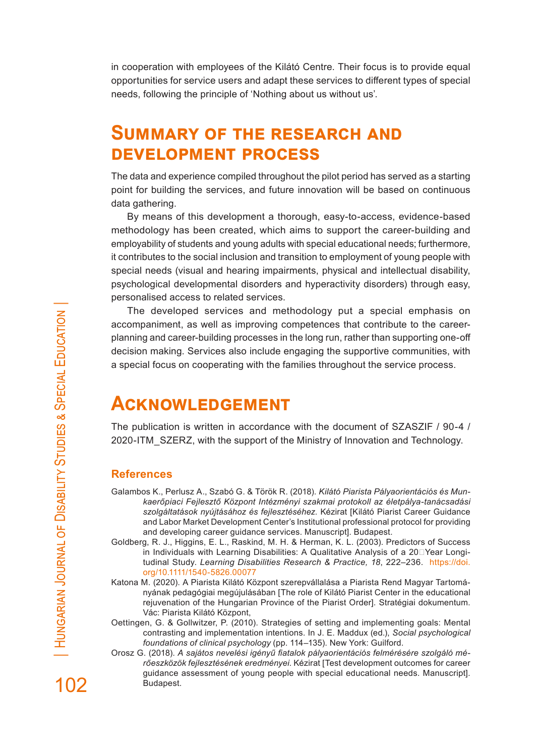in cooperation with employees of the Kilátó Centre. Their focus is to provide equal opportunities for service users and adapt these services to different types of special needs, following the principle of 'Nothing about us without us'.

## Summary of the research and development process

The data and experience compiled throughout the pilot period has served as a starting point for building the services, and future innovation will be based on continuous data gathering.

By means of this development a thorough, easy-to-access, evidence-based methodology has been created, which aims to support the career-building and employability of students and young adults with special educational needs; furthermore, it contributes to the social inclusion and transition to employment of young people with special needs (visual and hearing impairments, physical and intellectual disability, psychological developmental disorders and hyperactivity disorders) through easy, personalised access to related services.

The developed services and methodology put a special emphasis on accompaniment, as well as improving competences that contribute to the career-planning and career-building processes in the long run, rather than supporting one-off decision making. Services also include engaging the supportive communities, with a special focus on cooperating with the families throughout the service process.

## Acknowledgement

The publication is written in accordance with the document of SZASZIF / 90-4 / 2020-ITM_SZERZ, with the support of the Ministry of Innovation and Technology.

### References

Galambos K., Perlusz A., Szabó G. & Török R. (2018). *Kilátó Piarista Pályaorientációs és Munkaerőpiaci Fejlesztő Központ Intézményi szakmai protokoll az életpálya-tanácsadási szolgáltatások nyújtásához és fejlesztéséhez.* Kézirat [Kilátó Piarist Career Guidance and Labor Market Development Center's Institutional professional protocol for providing and developing career guidance services. Manuscript]. Budapest.

Goldberg, R. J., Higgins, E. L., Raskind, M. H. & Herman, K. L. (2003). Predictors of Success in Individuals with Learning Disabilities: A Qualitative Analysis of a 20 Year Longitudinal Study. *Learning Disabilities Research & Practice, 18*, 222–236. https://doi.org/10.1111/1540-5826.00077

Katona M. (2020). A Piarista Kilátó Központ szerepvállalása a Piarista Rend Magyar Tartományának pedagógiai megújulásában [The role of Kilátó Piarist Center in the educational rejuvenation of the Hungarian Province of the Piarist Order]. Stratégiai dokumentum. Vác: Piarista Kilátó Központ,

Oettingen, G. & Gollwitzer, P. (2010). Strategies of setting and implementing goals: Mental contrasting and implementation intentions. In J. E. Maddux (ed.), *Social psychological foundations of clinical psychology* (pp. 114–135). New York: Guilford.

Orosz G. (2018). *A sajátos nevelési igényű fiatalok pályaorientációs felmérésére szolgáló mérőeszközök fejlesztésének eredményei.* Kézirat [Test development outcomes for career guidance assessment of young people with special educational needs. Manuscript]. Budapest.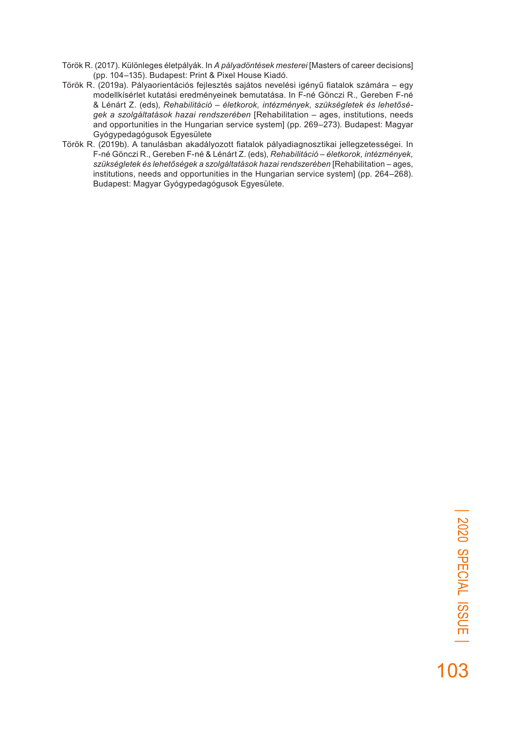Török R. (2017). Különleges életpályák. In *A pályadöntések mesterei* [Masters of career decisions] (pp. 104–135). Budapest: Print & Pixel House Kiadó.

Török R. (2019a). Pályaorientációs fejlesztés sajátos nevelési igényű fiatalok számára – egy modellkísérlet kutatási eredményeinek bemutatása. In F-né Gönczi R., Gereben F-né & Lénárt Z. (eds), *Rehabilitáció – életkorok, intézmények, szükségletek és lehetőségek a szolgáltatások hazai rendszerében* [Rehabilitation – ages, institutions, needs and opportunities in the Hungarian service system] (pp. 269–273). Budapest: Magyar Gyógypedagógusok Egyesülete

Török R. (2019b). A tanulásban akadályozott fiatalok pályadiagnosztikai jellegzetességei. In F-né Gönczi R., Gereben F-né & Lénárt Z. (eds), *Rehabilitáció – életkorok, intézmények, szükségletek és lehetőségek a szolgáltatások hazai rendszerében* [Rehabilitation – ages, institutions, needs and opportunities in the Hungarian service system] (pp. 264–268). Budapest: Magyar Gyógypedagógusok Egyesülete.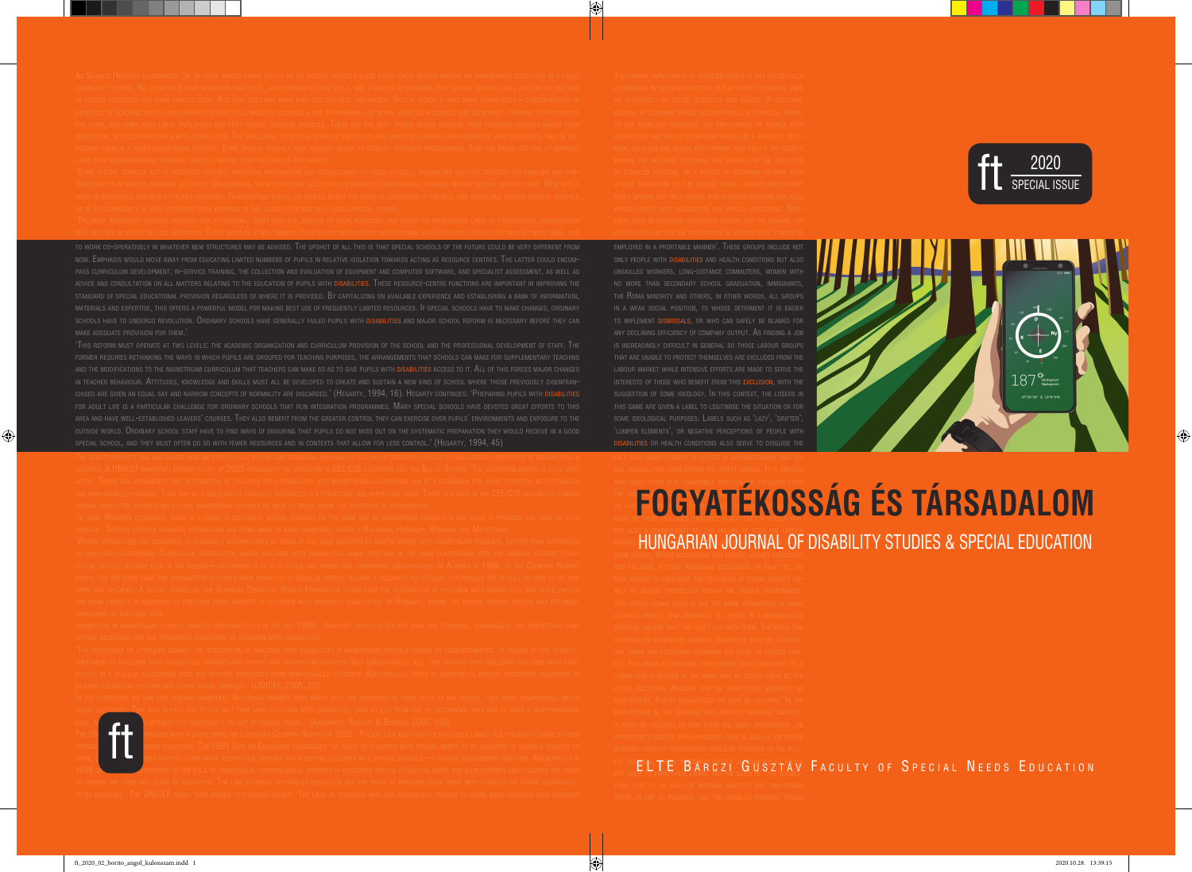to work co-operatively in whatever new structures may be advised. The upshot of all this is that special schools of the future could be very different from now. Emphasis would move away from educating limited numbers of pupils in relative isolation towards acting as resource centres. The latter could encompass curriculum development, in-service training, the collection and evaluation of equipment and computer software, and specialist assessment, as well as advice and consultation on all matters relating to the education of pupils with disabilities. These resource-centre functions are important in improving the standard of special educational provision regardless of where it is provided. By capitalizing on available experience and establishing a bank of information, materials and expertise, this offers a powerful model for making best use of frequently limited resources. If special schools have to make changes, ordinary schools have to undergo revolution. Ordinary schools have generally failed pupils with disabilities and major school reform is necessary before they can make adequate provision for them.'

'This reform must operate at two levels: the academic organization and curriculum provision of the school and the professional development of staff. The former requires rethinking the ways in which pupils are grouped for teaching purposes, the arrangements that schools can make for supplementary teaching and the modifications to the mainstream curriculum that teachers can make so as to give pupils with disabilities access to it. All of this forces major changes in teacher behaviour. Attitudes, knowledge and skills must all be developed to create and sustain a new kind of school where those previously disenfranchised are given an equal say and narrow concepts of normality are discarded.' (Hegarty, 1994, 16). Hegarty continues: 'Preparing pupils with disabilities for adult life is a particular challenge for ordinary schools that run integration programmes. Many special schools have devoted great efforts to this area and have well-established leavers' courses. They also benefit from the greater control they can exercise over pupils' environments and exposure to the outside world. Ordinary school staff have to find ways of ensuring that pupils do not miss out on the systematic preparation they would receive in a good special school, and they must often do so with fewer resources and in contexts that allow for less control.' (Hegarty, 1994, 45)

employed in a profitable manner'. These groups include not only people with disabilities and health conditions but also unskilled workers, long-distance commuters, women with no more than secondary school graduation, immigrants, the Roma minority and others, in other words, all groups in a weak social position, to whose detriment it is easier to implement dismissals, or who can safely be blamed for any declining efficiency of company output. As finding a job is increasingly difficult in general so those labour groups that are unable to protect themselves are excluded from the labour market while intensive efforts are made to serve the interests of those who benefit from this exclusion, with the suggestion of some ideology. In this context, the losers in this game are given a label to legitimise the situation or for some ideological purposes. Labels such as 'lazy', 'drifter', 'lumpen elements', or negative perceptions of people with disabilities or health conditions also serve to disguise the

ft 2020 SPECIAL ISSUE

# FOGYATÉKOSSÁG ÉS TÁRSADALOM

## HUNGARIAN JOURNAL OF DISABILITY STUDIES & SPECIAL EDUCATION

ELTE Bárczi Gusztáv Faculty of Special Needs Education